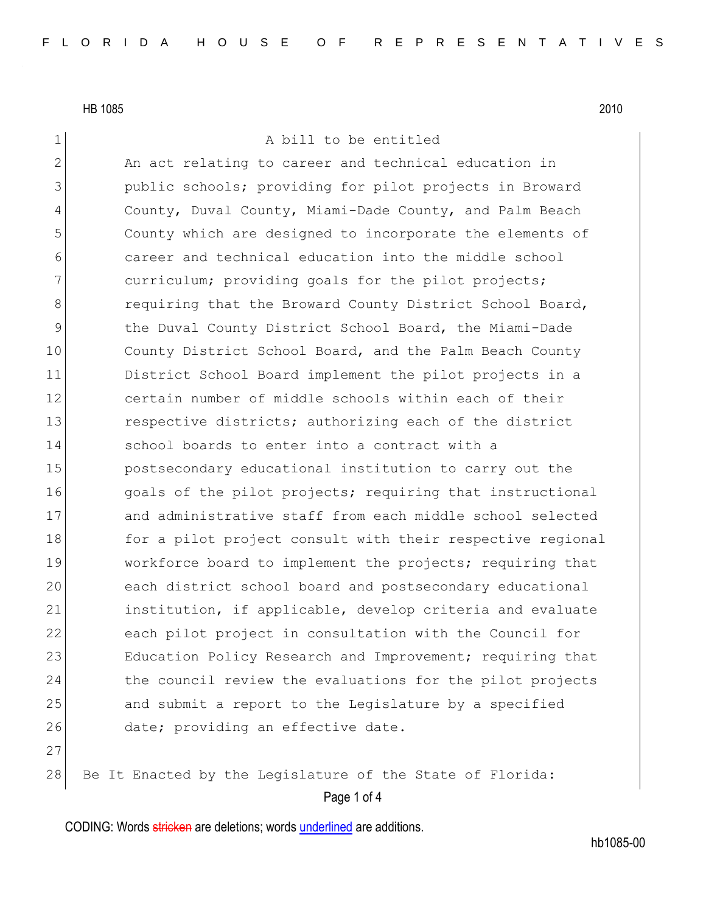A bill to be entitled

An act relating to career and technical education in public schools; providing for pilot projects in Broward County, Duval County, Miami-Dade County, and Palm Beach County which are designed to incorporate the elements of career and technical education into the middle school curriculum; providing goals for the pilot projects; requiring that the Broward County District School Board, the Duval County District School Board, the Miami-Dade County District School Board, and the Palm Beach County District School Board implement the pilot projects in a certain number of middle schools within each of their respective districts; authorizing each of the district school boards to enter into a contract with a postsecondary educational institution to carry out the goals of the pilot projects; requiring that instructional and administrative staff from each middle school selected for a pilot project consult with their respective regional workforce board to implement the projects; requiring that each district school board and postsecondary educational institution, if applicable, develop criteria and evaluate each pilot project in consultation with the Council for Education Policy Research and Improvement; requiring that the council review the evaluations for the pilot projects and submit a report to the Legislature by a specified date; providing an effective date.

Be It Enacted by the Legislature of the State of Florida: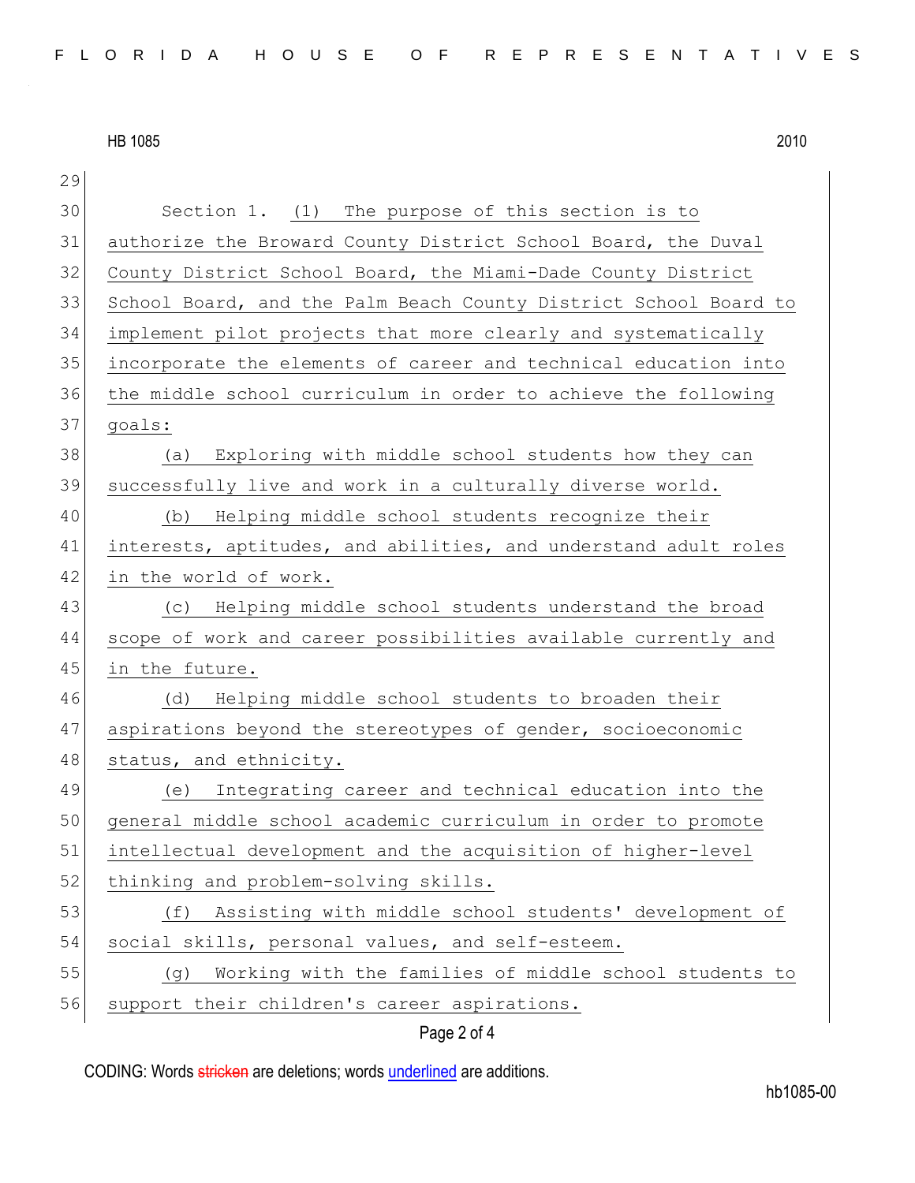Section 1. (1) The purpose of this section is to authorize the Broward County District School Board, the Duval County District School Board, the Miami-Dade County District School Board, and the Palm Beach County District School Board to implement pilot projects that more clearly and systematically incorporate the elements of career and technical education into the middle school curriculum in order to achieve the following goals:

(a) Exploring with middle school students how they can successfully live and work in a culturally diverse world.

(b) Helping middle school students recognize their interests, aptitudes, and abilities, and understand adult roles in the world of work.

(c) Helping middle school students understand the broad scope of work and career possibilities available currently and in the future.

(d) Helping middle school students to broaden their aspirations beyond the stereotypes of gender, socioeconomic status, and ethnicity.

(e) Integrating career and technical education into the general middle school academic curriculum in order to promote intellectual development and the acquisition of higher-level thinking and problem-solving skills.

(f) Assisting with middle school students' development of social skills, personal values, and self-esteem.

(g) Working with the families of middle school students to support their children's career aspirations.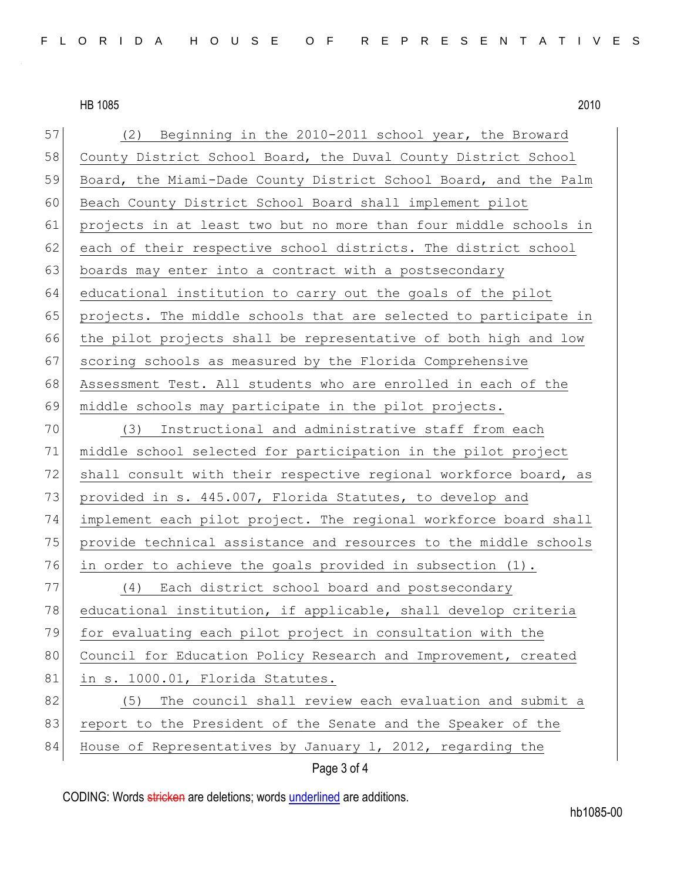(2) Beginning in the 2010-2011 school year, the Broward County District School Board, the Duval County District School Board, the Miami-Dade County District School Board, and the Palm Beach County District School Board shall implement pilot projects in at least two but no more than four middle schools in each of their respective school districts. The district school boards may enter into a contract with a postsecondary educational institution to carry out the goals of the pilot projects. The middle schools that are selected to participate in the pilot projects shall be representative of both high and low scoring schools as measured by the Florida Comprehensive Assessment Test. All students who are enrolled in each of the middle schools may participate in the pilot projects.

(3) Instructional and administrative staff from each middle school selected for participation in the pilot project shall consult with their respective regional workforce board, as provided in s. 445.007, Florida Statutes, to develop and implement each pilot project. The regional workforce board shall provide technical assistance and resources to the middle schools in order to achieve the goals provided in subsection (1).

(4) Each district school board and postsecondary educational institution, if applicable, shall develop criteria for evaluating each pilot project in consultation with the Council for Education Policy Research and Improvement, created in s. 1000.01, Florida Statutes.

(5) The council shall review each evaluation and submit a report to the President of the Senate and the Speaker of the House of Representatives by January 1, 2012, regarding the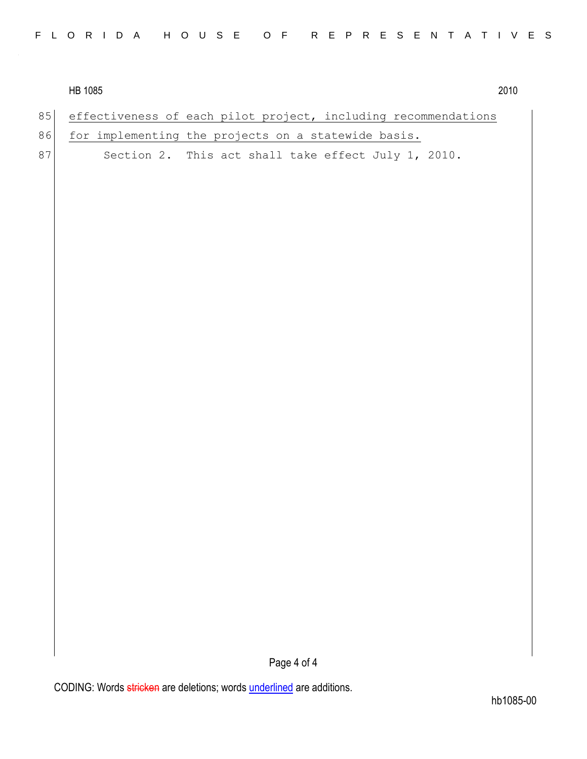effectiveness of each pilot project, including recommendations for implementing the projects on a statewide basis.

Section 2. This act shall take effect July 1, 2010.